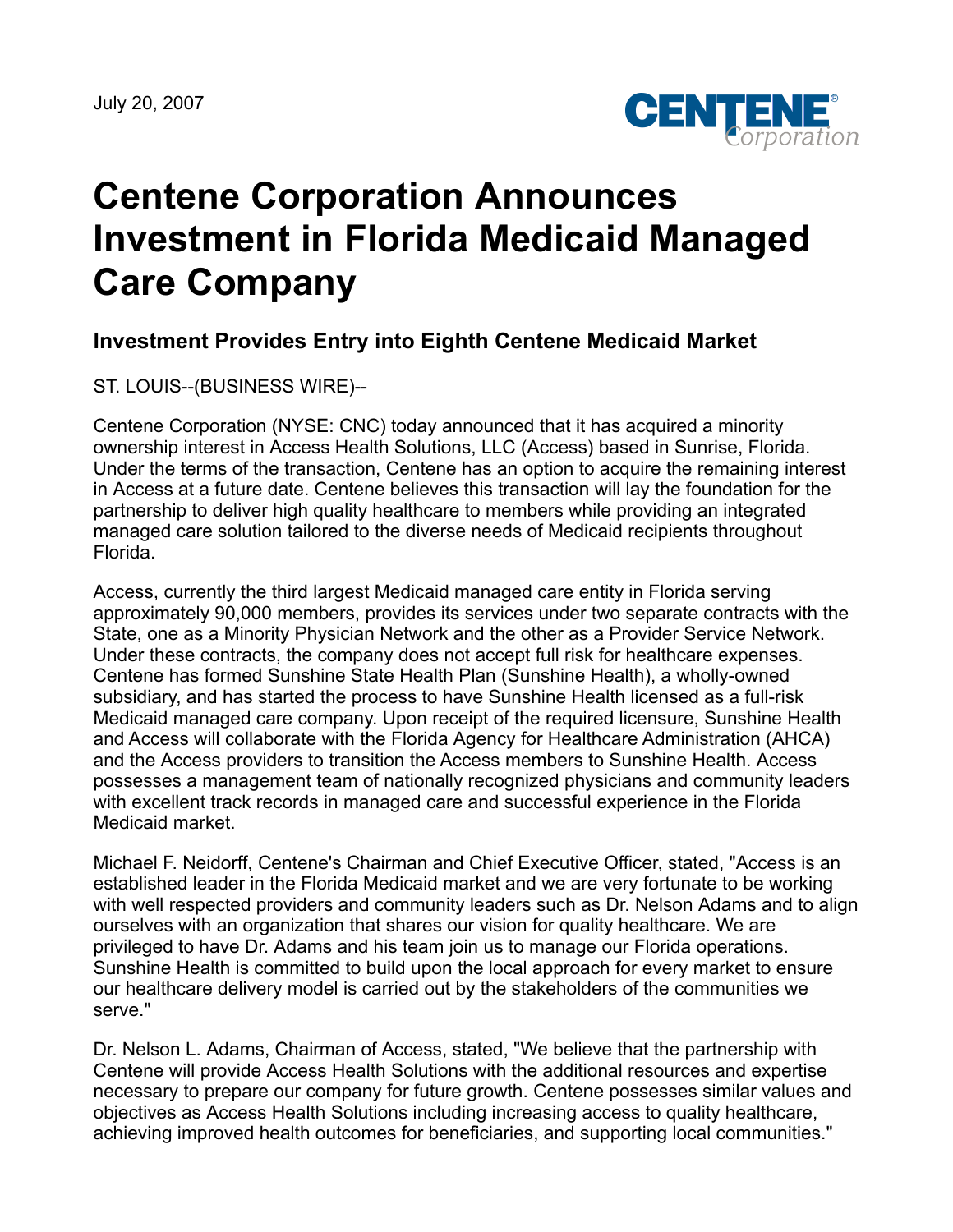July 20, 2007

# Centene Corporation Announces Investment in Florida Medicaid Managed Care Company

## Investment Provides Entry into Eighth Centene Medicaid Market

ST. LOUIS--(BUSINESS WIRE)--

Centene Corporation (NYSE: CNC) today announced that it has acquired a minority ownership interest in Access Health Solutions, LLC (Access) based in Sunrise, Florida. Under the terms of the transaction, Centene has an option to acquire the remaining interest in Access at a future date. Centene believes this transaction will lay the foundation for the partnership to deliver high quality healthcare to members while providing an integrated managed care solution tailored to the diverse needs of Medicaid recipients throughout Florida.

Access, currently the third largest Medicaid managed care entity in Florida serving approximately 90,000 members, provides its services under two separate contracts with the State, one as a Minority Physician Network and the other as a Provider Service Network. Under these contracts, the company does not accept full risk for healthcare expenses. Centene has formed Sunshine State Health Plan (Sunshine Health), a wholly-owned subsidiary, and has started the process to have Sunshine Health licensed as a full-risk Medicaid managed care company. Upon receipt of the required licensure, Sunshine Health and Access will collaborate with the Florida Agency for Healthcare Administration (AHCA) and the Access providers to transition the Access members to Sunshine Health. Access possesses a management team of nationally recognized physicians and community leaders with excellent track records in managed care and successful experience in the Florida Medicaid market.

Michael F. Neidorff, Centene's Chairman and Chief Executive Officer, stated, "Access is an established leader in the Florida Medicaid market and we are very fortunate to be working with well respected providers and community leaders such as Dr. Nelson Adams and to align ourselves with an organization that shares our vision for quality healthcare. We are privileged to have Dr. Adams and his team join us to manage our Florida operations. Sunshine Health is committed to build upon the local approach for every market to ensure our healthcare delivery model is carried out by the stakeholders of the communities we serve."

Dr. Nelson L. Adams, Chairman of Access, stated, "We believe that the partnership with Centene will provide Access Health Solutions with the additional resources and expertise necessary to prepare our company for future growth. Centene possesses similar values and objectives as Access Health Solutions including increasing access to quality healthcare, achieving improved health outcomes for beneficiaries, and supporting local communities."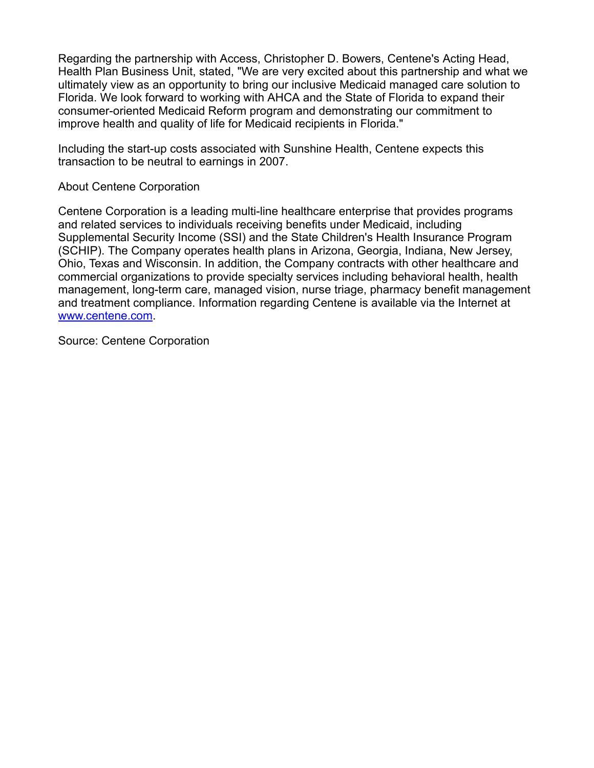Regarding the partnership with Access, Christopher D. Bowers, Centene's Acting Head, Health Plan Business Unit, stated, "We are very excited about this partnership and what we ultimately view as an opportunity to bring our inclusive Medicaid managed care solution to Florida. We look forward to working with AHCA and the State of Florida to expand their consumer-oriented Medicaid Reform program and demonstrating our commitment to improve health and quality of life for Medicaid recipients in Florida."

Including the start-up costs associated with Sunshine Health, Centene expects this transaction to be neutral to earnings in 2007.

About Centene Corporation

Centene Corporation is a leading multi-line healthcare enterprise that provides programs and related services to individuals receiving benefits under Medicaid, including Supplemental Security Income (SSI) and the State Children's Health Insurance Program (SCHIP). The Company operates health plans in Arizona, Georgia, Indiana, New Jersey, Ohio, Texas and Wisconsin. In addition, the Company contracts with other healthcare and commercial organizations to provide specialty services including behavioral health, health management, long-term care, managed vision, nurse triage, pharmacy benefit management and treatment compliance. Information regarding Centene is available via the Internet at [www.centene.com](http://www.centene.com).

Source: Centene Corporation